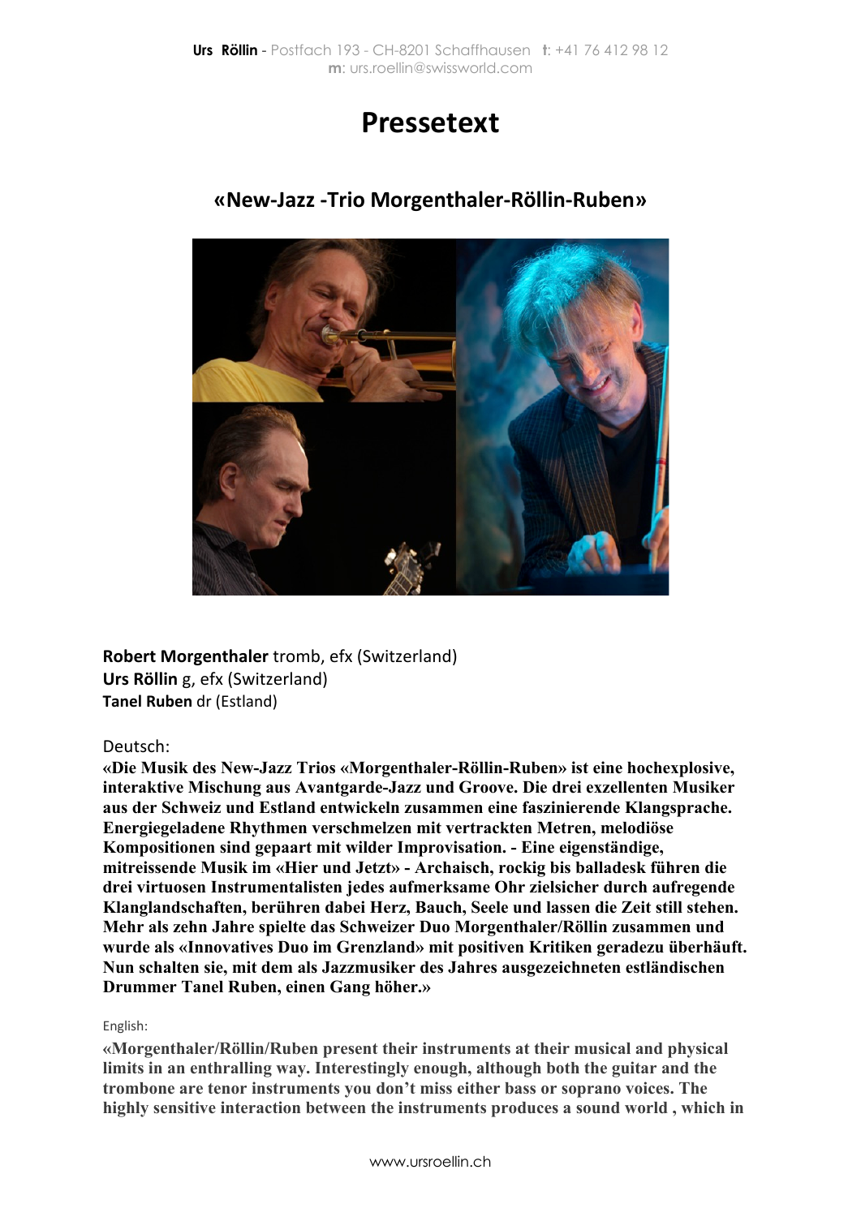**Urs Röllin** - Postfach 193 - CH-8201 Schaffhausen **t**: +41 76 412 98 12
**m**: urs.roellin@swissworld.com

# Pressetext

## «New-Jazz -Trio Morgenthaler-Röllin-Ruben»

**Robert Morgenthaler** tromb, efx (Switzerland)
**Urs Röllin** g, efx (Switzerland)
**Tanel Ruben** dr (Estland)

Deutsch:

**«Die Musik des New-Jazz Trios «Morgenthaler-Röllin-Ruben» ist eine hochexplosive, interaktive Mischung aus Avantgarde-Jazz und Groove. Die drei exzellenten Musiker aus der Schweiz und Estland entwickeln zusammen eine faszinierende Klangsprache. Energiegeladene Rhythmen verschmelzen mit vertrackten Metren, melodiöse Kompositionen sind gepaart mit wilder Improvisation. - Eine eigenständige, mitreissende Musik im «Hier und Jetzt» - Archaisch, rockig bis balladesk führen die drei virtuosen Instrumentalisten jedes aufmerksame Ohr zielsicher durch aufregende Klanglandschaften, berühren dabei Herz, Bauch, Seele und lassen die Zeit still stehen. Mehr als zehn Jahre spielte das Schweizer Duo Morgenthaler/Röllin zusammen und wurde als «Innovatives Duo im Grenzland» mit positiven Kritiken geradezu überhäuft. Nun schalten sie, mit dem als Jazzmusiker des Jahres ausgezeichneten estländischen Drummer Tanel Ruben, einen Gang höher.»**

English:

**«Morgenthaler/Röllin/Ruben present their instruments at their musical and physical limits in an enthralling way. Interestingly enough, although both the guitar and the trombone are tenor instruments you don't miss either bass or soprano voices. The highly sensitive interaction between the instruments produces a sound world , which in**

www.ursroellin.ch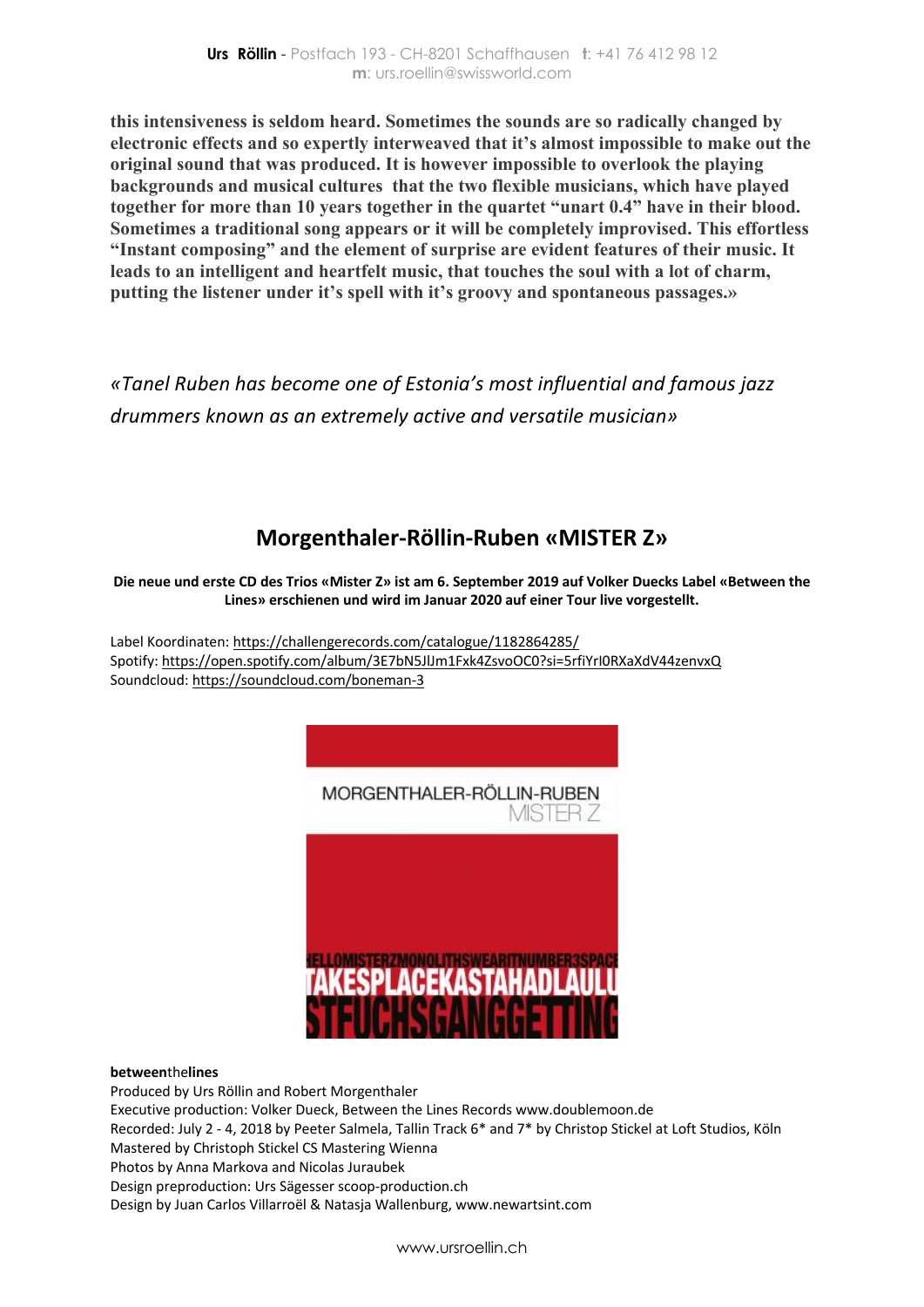**this intensiveness is seldom heard. Sometimes the sounds are so radically changed by electronic effects and so expertly interweaved that it's almost impossible to make out the original sound that was produced. It is however impossible to overlook the playing backgrounds and musical cultures that the two flexible musicians, which have played together for more than 10 years together in the quartet "unart 0.4" have in their blood. Sometimes a traditional song appears or it will be completely improvised. This effortless "Instant composing" and the element of surprise are evident features of their music. It leads to an intelligent and heartfelt music, that touches the soul with a lot of charm, putting the listener under it's spell with it's groovy and spontaneous passages.»**

*«Tanel Ruben has become one of Estonia's most influential and famous jazz drummers known as an extremely active and versatile musician»*

## Morgenthaler-Röllin-Ruben «MISTER Z»

**Die neue und erste CD des Trios «Mister Z» ist am 6. September 2019 auf Volker Duecks Label «Between the Lines» erschienen und wird im Januar 2020 auf einer Tour live vorgestellt.**

Label Koordinaten: https://challengerecords.com/catalogue/1182864285/
Spotify: https://open.spotify.com/album/3E7bN5JlJm1Fxk4ZsvoOC0?si=5rfiYrI0RXaXdV44zenvxQ
Soundcloud: https://soundcloud.com/boneman-3

MORGENTHALER-RÖLLIN-RUBEN
MISTER Z

HELLOMISTERZMONOLITHSWEARITNUMBER3SPACE
TAKESPLACEKASTAHADLAULU
STFUCHSGANGGETTING

**between**the**lines**
Produced by Urs Röllin and Robert Morgenthaler
Executive production: Volker Dueck, Between the Lines Records www.doublemoon.de
Recorded: July 2 - 4, 2018 by Peeter Salmela, Tallin Track 6* and 7* by Christop Stickel at Loft Studios, Köln
Mastered by Christoph Stickel CS Mastering Wienna
Photos by Anna Markova and Nicolas Juraubek
Design preproduction: Urs Sägesser scoop-production.ch
Design by Juan Carlos Villarroël & Natasja Wallenburg, www.newartsint.com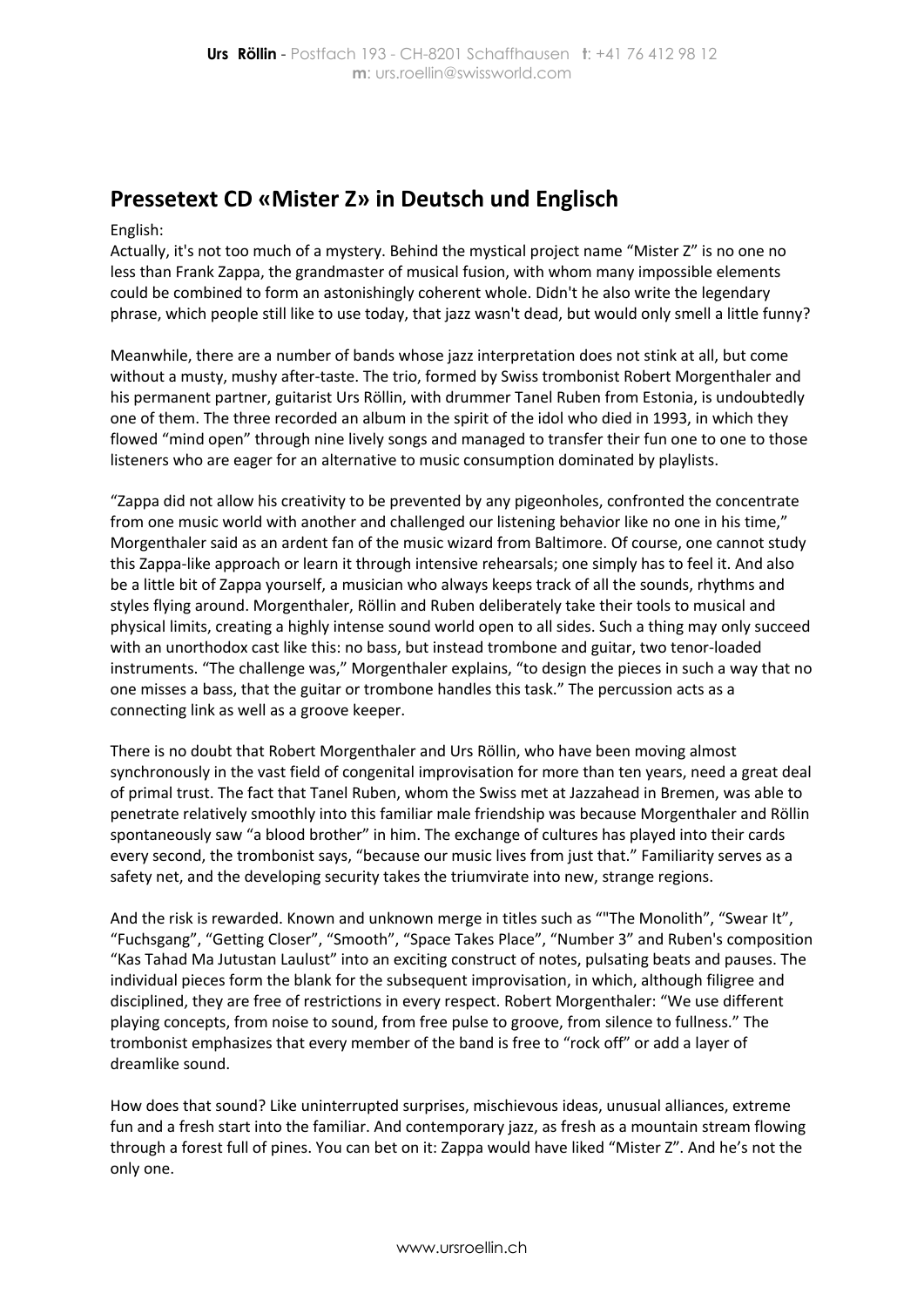## Pressetext CD «Mister Z» in Deutsch und Englisch

English:

Actually, it's not too much of a mystery. Behind the mystical project name "Mister Z" is no one no less than Frank Zappa, the grandmaster of musical fusion, with whom many impossible elements could be combined to form an astonishingly coherent whole. Didn't he also write the legendary phrase, which people still like to use today, that jazz wasn't dead, but would only smell a little funny?

Meanwhile, there are a number of bands whose jazz interpretation does not stink at all, but come without a musty, mushy after-taste. The trio, formed by Swiss trombonist Robert Morgenthaler and his permanent partner, guitarist Urs Röllin, with drummer Tanel Ruben from Estonia, is undoubtedly one of them. The three recorded an album in the spirit of the idol who died in 1993, in which they flowed "mind open" through nine lively songs and managed to transfer their fun one to one to those listeners who are eager for an alternative to music consumption dominated by playlists.

"Zappa did not allow his creativity to be prevented by any pigeonholes, confronted the concentrate from one music world with another and challenged our listening behavior like no one in his time," Morgenthaler said as an ardent fan of the music wizard from Baltimore. Of course, one cannot study this Zappa-like approach or learn it through intensive rehearsals; one simply has to feel it. And also be a little bit of Zappa yourself, a musician who always keeps track of all the sounds, rhythms and styles flying around. Morgenthaler, Röllin and Ruben deliberately take their tools to musical and physical limits, creating a highly intense sound world open to all sides. Such a thing may only succeed with an unorthodox cast like this: no bass, but instead trombone and guitar, two tenor-loaded instruments. "The challenge was," Morgenthaler explains, "to design the pieces in such a way that no one misses a bass, that the guitar or trombone handles this task." The percussion acts as a connecting link as well as a groove keeper.

There is no doubt that Robert Morgenthaler and Urs Röllin, who have been moving almost synchronously in the vast field of congenital improvisation for more than ten years, need a great deal of primal trust. The fact that Tanel Ruben, whom the Swiss met at Jazzahead in Bremen, was able to penetrate relatively smoothly into this familiar male friendship was because Morgenthaler and Röllin spontaneously saw "a blood brother" in him. The exchange of cultures has played into their cards every second, the trombonist says, "because our music lives from just that." Familiarity serves as a safety net, and the developing security takes the triumvirate into new, strange regions.

And the risk is rewarded. Known and unknown merge in titles such as ""The Monolith", "Swear It", "Fuchsgang", "Getting Closer", "Smooth", "Space Takes Place", "Number 3" and Ruben's composition "Kas Tahad Ma Jutustan Laulust" into an exciting construct of notes, pulsating beats and pauses. The individual pieces form the blank for the subsequent improvisation, in which, although filigree and disciplined, they are free of restrictions in every respect. Robert Morgenthaler: "We use different playing concepts, from noise to sound, from free pulse to groove, from silence to fullness." The trombonist emphasizes that every member of the band is free to "rock off" or add a layer of dreamlike sound.

How does that sound? Like uninterrupted surprises, mischievous ideas, unusual alliances, extreme fun and a fresh start into the familiar. And contemporary jazz, as fresh as a mountain stream flowing through a forest full of pines. You can bet on it: Zappa would have liked "Mister Z". And he's not the only one.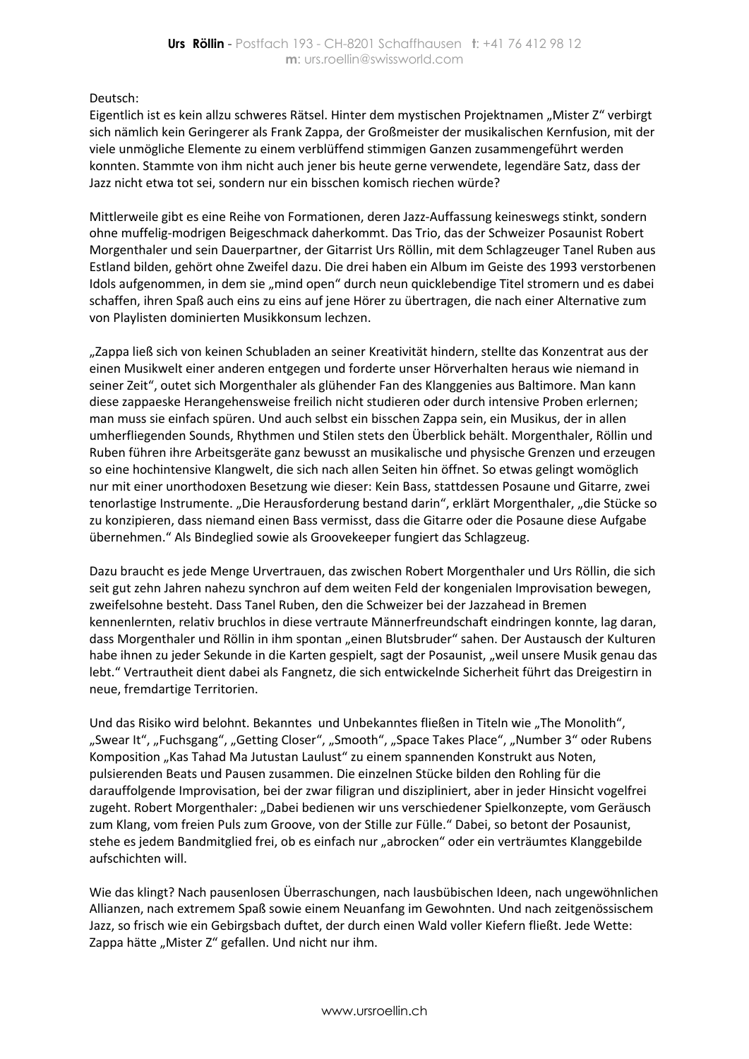Deutsch:
Eigentlich ist es kein allzu schweres Rätsel. Hinter dem mystischen Projektnamen „Mister Z" verbirgt sich nämlich kein Geringerer als Frank Zappa, der Großmeister der musikalischen Kernfusion, mit der viele unmögliche Elemente zu einem verblüffend stimmigen Ganzen zusammengeführt werden konnten. Stammte von ihm nicht auch jener bis heute gerne verwendete, legendäre Satz, dass der Jazz nicht etwa tot sei, sondern nur ein bisschen komisch riechen würde?

Mittlerweile gibt es eine Reihe von Formationen, deren Jazz-Auffassung keineswegs stinkt, sondern ohne muffelig-modrigen Beigeschmack daherkommt. Das Trio, das der Schweizer Posaunist Robert Morgenthaler und sein Dauerpartner, der Gitarrist Urs Röllin, mit dem Schlagzeuger Tanel Ruben aus Estland bilden, gehört ohne Zweifel dazu. Die drei haben ein Album im Geiste des 1993 verstorbenen Idols aufgenommen, in dem sie „mind open" durch neun quicklebendige Titel stromern und es dabei schaffen, ihren Spaß auch eins zu eins auf jene Hörer zu übertragen, die nach einer Alternative zum von Playlisten dominierten Musikkonsum lechzen.

„Zappa ließ sich von keinen Schubladen an seiner Kreativität hindern, stellte das Konzentrat aus der einen Musikwelt einer anderen entgegen und forderte unser Hörverhalten heraus wie niemand in seiner Zeit", outet sich Morgenthaler als glühender Fan des Klanggenies aus Baltimore. Man kann diese zappaeske Herangehensweise freilich nicht studieren oder durch intensive Proben erlernen; man muss sie einfach spüren. Und auch selbst ein bisschen Zappa sein, ein Musikus, der in allen umherfliegenden Sounds, Rhythmen und Stilen stets den Überblick behält. Morgenthaler, Röllin und Ruben führen ihre Arbeitsgeräte ganz bewusst an musikalische und physische Grenzen und erzeugen so eine hochintensive Klangwelt, die sich nach allen Seiten hin öffnet. So etwas gelingt womöglich nur mit einer unorthodoxen Besetzung wie dieser: Kein Bass, stattdessen Posaune und Gitarre, zwei tenorlastige Instrumente. „Die Herausforderung bestand darin", erklärt Morgenthaler, „die Stücke so zu konzipieren, dass niemand einen Bass vermisst, dass die Gitarre oder die Posaune diese Aufgabe übernehmen." Als Bindeglied sowie als Groovekeeper fungiert das Schlagzeug.

Dazu braucht es jede Menge Urvertrauen, das zwischen Robert Morgenthaler und Urs Röllin, die sich seit gut zehn Jahren nahezu synchron auf dem weiten Feld der kongenialen Improvisation bewegen, zweifelsohne besteht. Dass Tanel Ruben, den die Schweizer bei der Jazzahead in Bremen kennenlernten, relativ bruchlos in diese vertraute Männerfreundschaft eindringen konnte, lag daran, dass Morgenthaler und Röllin in ihm spontan „einen Blutsbruder" sahen. Der Austausch der Kulturen habe ihnen zu jeder Sekunde in die Karten gespielt, sagt der Posaunist, „weil unsere Musik genau das lebt." Vertrautheit dient dabei als Fangnetz, die sich entwickelnde Sicherheit führt das Dreigestirn in neue, fremdartige Territorien.

Und das Risiko wird belohnt. Bekanntes und Unbekanntes fließen in Titeln wie „The Monolith", „Swear It", „Fuchsgang", „Getting Closer", „Smooth", „Space Takes Place", „Number 3" oder Rubens Komposition „Kas Tahad Ma Jutustan Laulust" zu einem spannenden Konstrukt aus Noten, pulsierenden Beats und Pausen zusammen. Die einzelnen Stücke bilden den Rohling für die darauffolgende Improvisation, bei der zwar filigran und diszipliniert, aber in jeder Hinsicht vogelfrei zugeht. Robert Morgenthaler: „Dabei bedienen wir uns verschiedener Spielkonzepte, vom Geräusch zum Klang, vom freien Puls zum Groove, von der Stille zur Fülle." Dabei, so betont der Posaunist, stehe es jedem Bandmitglied frei, ob es einfach nur „abrocken" oder ein verträumtes Klanggebilde aufschichten will.

Wie das klingt? Nach pausenlosen Überraschungen, nach lausbübischen Ideen, nach ungewöhnlichen Allianzen, nach extremem Spaß sowie einem Neuanfang im Gewohnten. Und nach zeitgenössischem Jazz, so frisch wie ein Gebirgsbach duftet, der durch einen Wald voller Kiefern fließt. Jede Wette: Zappa hätte „Mister Z" gefallen. Und nicht nur ihm.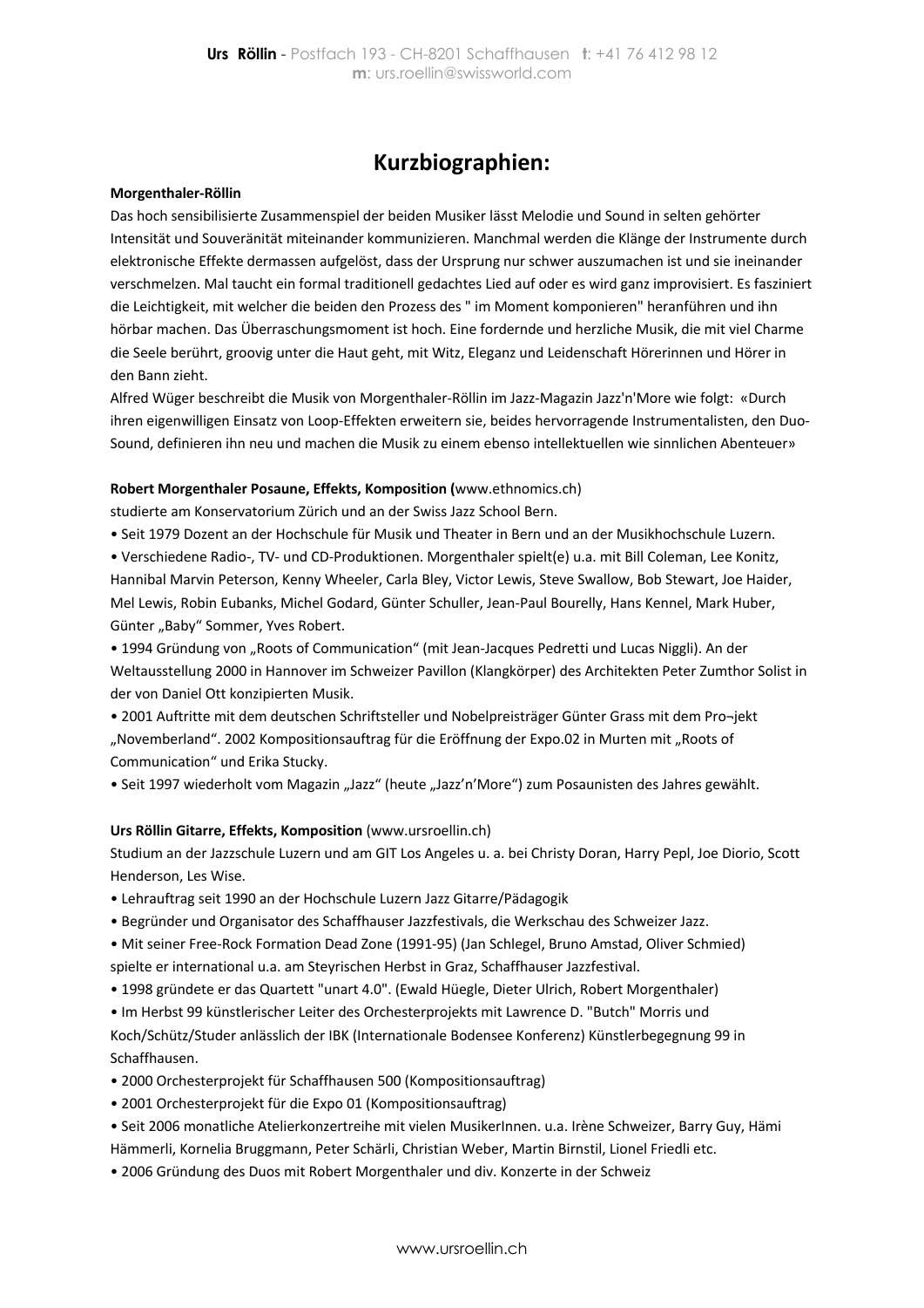# Kurzbiographien:

**Morgenthaler-Röllin**

Das hoch sensibilisierte Zusammenspiel der beiden Musiker lässt Melodie und Sound in selten gehörter Intensität und Souveränität miteinander kommunizieren. Manchmal werden die Klänge der Instrumente durch elektronische Effekte dermassen aufgelöst, dass der Ursprung nur schwer auszumachen ist und sie ineinander verschmelzen. Mal taucht ein formal traditionell gedachtes Lied auf oder es wird ganz improvisiert. Es fasziniert die Leichtigkeit, mit welcher die beiden den Prozess des " im Moment komponieren" heranführen und ihn hörbar machen. Das Überraschungsmoment ist hoch. Eine fordernde und herzliche Musik, die mit viel Charme die Seele berührt, groovig unter die Haut geht, mit Witz, Eleganz und Leidenschaft Hörerinnen und Hörer in den Bann zieht.

Alfred Wüger beschreibt die Musik von Morgenthaler-Röllin im Jazz-Magazin Jazz'n'More wie folgt: «Durch ihren eigenwilligen Einsatz von Loop-Effekten erweitern sie, beides hervorragende Instrumentalisten, den Duo-Sound, definieren ihn neu und machen die Musik zu einem ebenso intellektuellen wie sinnlichen Abenteuer»

**Robert Morgenthaler Posaune, Effekts, Komposition (**www.ethnomics.ch)

studierte am Konservatorium Zürich und an der Swiss Jazz School Bern.

- Seit 1979 Dozent an der Hochschule für Musik und Theater in Bern und an der Musikhochschule Luzern.
- Verschiedene Radio-, TV- und CD-Produktionen. Morgenthaler spielt(e) u.a. mit Bill Coleman, Lee Konitz, Hannibal Marvin Peterson, Kenny Wheeler, Carla Bley, Victor Lewis, Steve Swallow, Bob Stewart, Joe Haider, Mel Lewis, Robin Eubanks, Michel Godard, Günter Schuller, Jean-Paul Bourelly, Hans Kennel, Mark Huber, Günter „Baby" Sommer, Yves Robert.
- 1994 Gründung von „Roots of Communication" (mit Jean-Jacques Pedretti und Lucas Niggli). An der Weltausstellung 2000 in Hannover im Schweizer Pavillon (Klangkörper) des Architekten Peter Zumthor Solist in der von Daniel Ott konzipierten Musik.
- 2001 Auftritte mit dem deutschen Schriftsteller und Nobelpreisträger Günter Grass mit dem Pro¬jekt „Novemberland". 2002 Kompositionsauftrag für die Eröffnung der Expo.02 in Murten mit „Roots of Communication" und Erika Stucky.
- Seit 1997 wiederholt vom Magazin „Jazz" (heute „Jazz'n'More") zum Posaunisten des Jahres gewählt.

**Urs Röllin Gitarre, Effekts, Komposition** (www.ursroellin.ch)

Studium an der Jazzschule Luzern und am GIT Los Angeles u. a. bei Christy Doran, Harry Pepl, Joe Diorio, Scott Henderson, Les Wise.

- Lehrauftrag seit 1990 an der Hochschule Luzern Jazz Gitarre/Pädagogik
- Begründer und Organisator des Schaffhauser Jazzfestivals, die Werkschau des Schweizer Jazz.
- Mit seiner Free-Rock Formation Dead Zone (1991-95) (Jan Schlegel, Bruno Amstad, Oliver Schmied) spielte er international u.a. am Steyrischen Herbst in Graz, Schaffhauser Jazzfestival.
- 1998 gründete er das Quartett "unart 4.0". (Ewald Hüegle, Dieter Ulrich, Robert Morgenthaler)
- Im Herbst 99 künstlerischer Leiter des Orchesterprojekts mit Lawrence D. "Butch" Morris und Koch/Schütz/Studer anlässlich der IBK (Internationale Bodensee Konferenz) Künstlerbegegnung 99 in Schaffhausen.
- 2000 Orchesterprojekt für Schaffhausen 500 (Kompositionsauftrag)
- 2001 Orchesterprojekt für die Expo 01 (Kompositionsauftrag)
- Seit 2006 monatliche Atelierkonzertreihe mit vielen MusikerInnen. u.a. Irène Schweizer, Barry Guy, Hämi Hämmerli, Kornelia Bruggmann, Peter Schärli, Christian Weber, Martin Birnstil, Lionel Friedli etc.
- 2006 Gründung des Duos mit Robert Morgenthaler und div. Konzerte in der Schweiz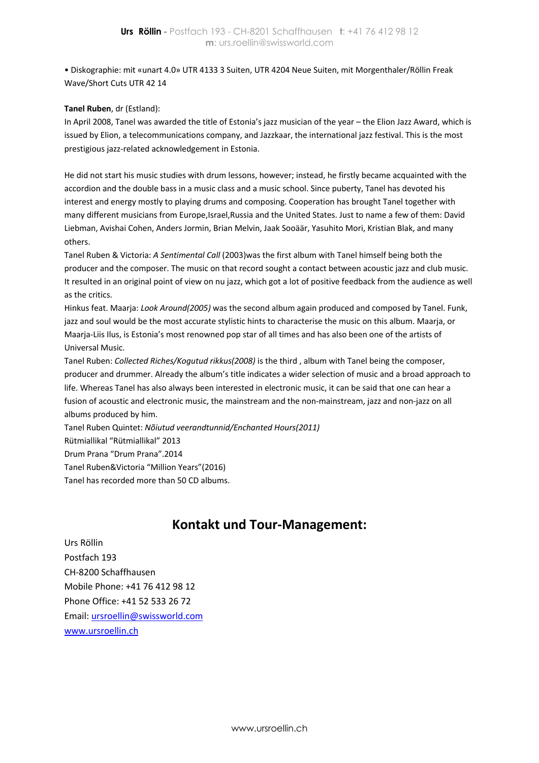• Diskographie: mit «unart 4.0» UTR 4133 3 Suiten, UTR 4204 Neue Suiten, mit Morgenthaler/Röllin Freak Wave/Short Cuts UTR 42 14

**Tanel Ruben**, dr (Estland):

In April 2008, Tanel was awarded the title of Estonia's jazz musician of the year – the Elion Jazz Award, which is issued by Elion, a telecommunications company, and Jazzkaar, the international jazz festival. This is the most prestigious jazz-related acknowledgement in Estonia.

He did not start his music studies with drum lessons, however; instead, he firstly became acquainted with the accordion and the double bass in a music class and a music school. Since puberty, Tanel has devoted his interest and energy mostly to playing drums and composing. Cooperation has brought Tanel together with many different musicians from Europe,Israel,Russia and the United States. Just to name a few of them: David Liebman, Avishai Cohen, Anders Jormin, Brian Melvin, Jaak Sooäär, Yasuhito Mori, Kristian Blak, and many others.

Tanel Ruben & Victoria: *A Sentimental Call* (2003)was the first album with Tanel himself being both the producer and the composer. The music on that record sought a contact between acoustic jazz and club music. It resulted in an original point of view on nu jazz, which got a lot of positive feedback from the audience as well as the critics.

Hinkus feat. Maarja: *Look Around(2005)* was the second album again produced and composed by Tanel. Funk, jazz and soul would be the most accurate stylistic hints to characterise the music on this album. Maarja, or Maarja-Liis Ilus, is Estonia's most renowned pop star of all times and has also been one of the artists of Universal Music.

Tanel Ruben: *Collected Riches/Kogutud rikkus(2008)* is the third , album with Tanel being the composer, producer and drummer. Already the album's title indicates a wider selection of music and a broad approach to life. Whereas Tanel has also always been interested in electronic music, it can be said that one can hear a fusion of acoustic and electronic music, the mainstream and the non-mainstream, jazz and non-jazz on all albums produced by him.

Tanel Ruben Quintet: *Nõiutud veerandtunnid/Enchanted Hours(2011)*

Rütmiallikal "Rütmiallikal" 2013

Drum Prana "Drum Prana".2014

Tanel Ruben&Victoria "Million Years"(2016)

Tanel has recorded more than 50 CD albums.

## Kontakt und Tour-Management:

Urs Röllin
Postfach 193
CH-8200 Schaffhausen
Mobile Phone: +41 76 412 98 12
Phone Office: +41 52 533 26 72
Email: ursroellin@swissworld.com
www.ursroellin.ch